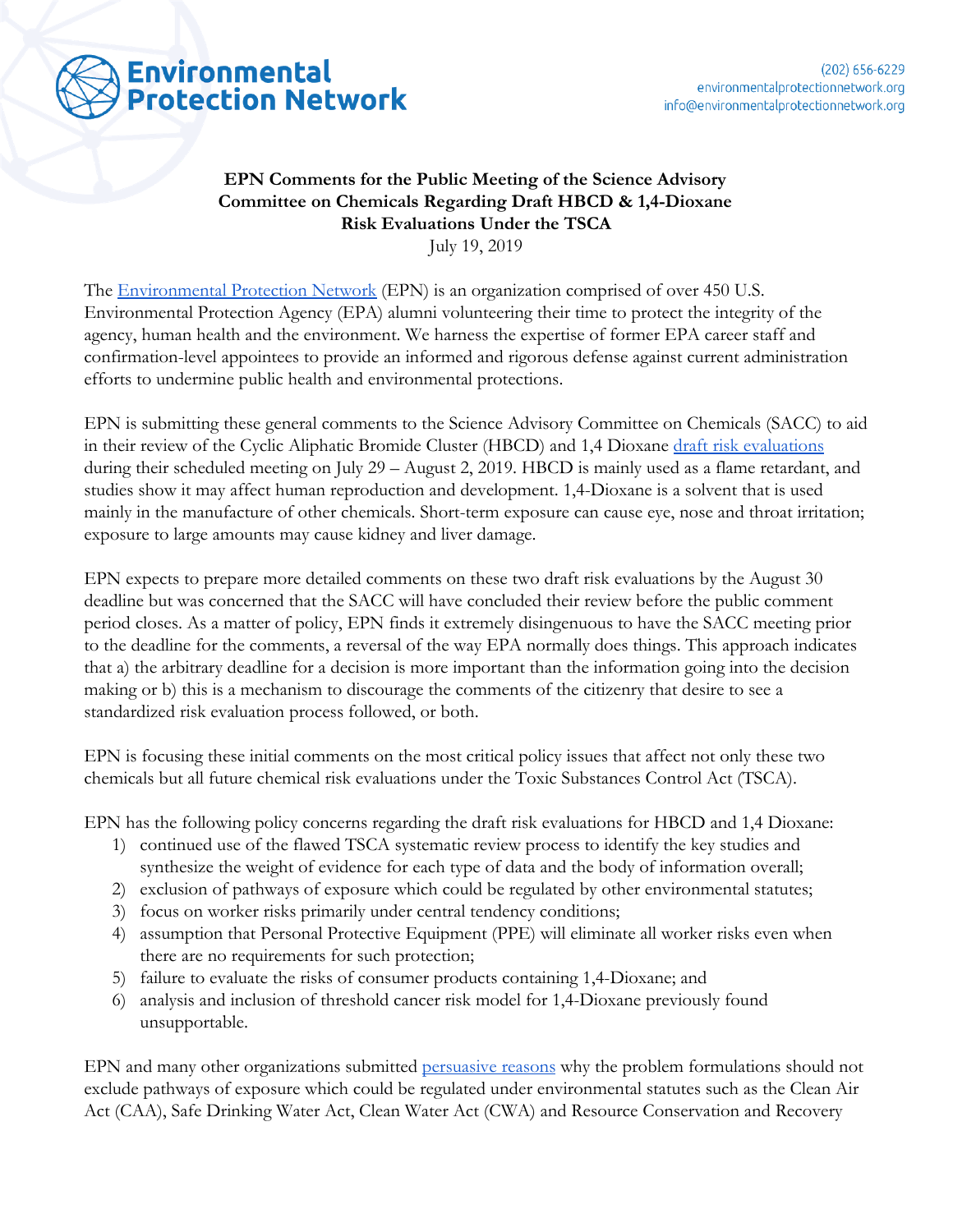Environmental Protection Network

(202) 656-6229
environmentalprotectionnetwork.org
info@environmentalprotectionnetwork.org

**EPN Comments for the Public Meeting of the Science Advisory Committee on Chemicals Regarding Draft HBCD & 1,4-Dioxane Risk Evaluations Under the TSCA**

July 19, 2019

The Environmental Protection Network (EPN) is an organization comprised of over 450 U.S. Environmental Protection Agency (EPA) alumni volunteering their time to protect the integrity of the agency, human health and the environment. We harness the expertise of former EPA career staff and confirmation-level appointees to provide an informed and rigorous defense against current administration efforts to undermine public health and environmental protections.

EPN is submitting these general comments to the Science Advisory Committee on Chemicals (SACC) to aid in their review of the Cyclic Aliphatic Bromide Cluster (HBCD) and 1,4 Dioxane draft risk evaluations during their scheduled meeting on July 29 – August 2, 2019. HBCD is mainly used as a flame retardant, and studies show it may affect human reproduction and development. 1,4-Dioxane is a solvent that is used mainly in the manufacture of other chemicals. Short-term exposure can cause eye, nose and throat irritation; exposure to large amounts may cause kidney and liver damage.

EPN expects to prepare more detailed comments on these two draft risk evaluations by the August 30 deadline but was concerned that the SACC will have concluded their review before the public comment period closes. As a matter of policy, EPN finds it extremely disingenuous to have the SACC meeting prior to the deadline for the comments, a reversal of the way EPA normally does things. This approach indicates that a) the arbitrary deadline for a decision is more important than the information going into the decision making or b) this is a mechanism to discourage the comments of the citizenry that desire to see a standardized risk evaluation process followed, or both.

EPN is focusing these initial comments on the most critical policy issues that affect not only these two chemicals but all future chemical risk evaluations under the Toxic Substances Control Act (TSCA).

EPN has the following policy concerns regarding the draft risk evaluations for HBCD and 1,4 Dioxane:

1) continued use of the flawed TSCA systematic review process to identify the key studies and synthesize the weight of evidence for each type of data and the body of information overall;
2) exclusion of pathways of exposure which could be regulated by other environmental statutes;
3) focus on worker risks primarily under central tendency conditions;
4) assumption that Personal Protective Equipment (PPE) will eliminate all worker risks even when there are no requirements for such protection;
5) failure to evaluate the risks of consumer products containing 1,4-Dioxane; and
6) analysis and inclusion of threshold cancer risk model for 1,4-Dioxane previously found unsupportable.

EPN and many other organizations submitted persuasive reasons why the problem formulations should not exclude pathways of exposure which could be regulated under environmental statutes such as the Clean Air Act (CAA), Safe Drinking Water Act, Clean Water Act (CWA) and Resource Conservation and Recovery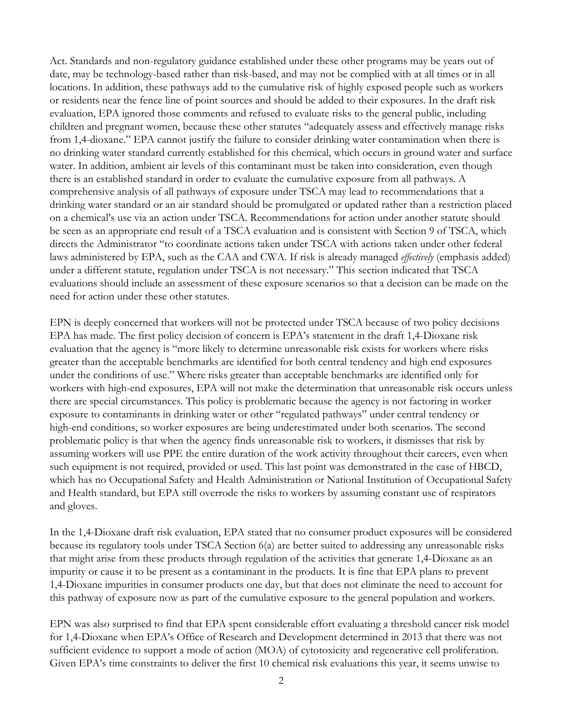Act. Standards and non-regulatory guidance established under these other programs may be years out of date, may be technology-based rather than risk-based, and may not be complied with at all times or in all locations. In addition, these pathways add to the cumulative risk of highly exposed people such as workers or residents near the fence line of point sources and should be added to their exposures. In the draft risk evaluation, EPA ignored those comments and refused to evaluate risks to the general public, including children and pregnant women, because these other statutes "adequately assess and effectively manage risks from 1,4-dioxane." EPA cannot justify the failure to consider drinking water contamination when there is no drinking water standard currently established for this chemical, which occurs in ground water and surface water. In addition, ambient air levels of this contaminant must be taken into consideration, even though there is an established standard in order to evaluate the cumulative exposure from all pathways. A comprehensive analysis of all pathways of exposure under TSCA may lead to recommendations that a drinking water standard or an air standard should be promulgated or updated rather than a restriction placed on a chemical's use via an action under TSCA. Recommendations for action under another statute should be seen as an appropriate end result of a TSCA evaluation and is consistent with Section 9 of TSCA, which directs the Administrator "to coordinate actions taken under TSCA with actions taken under other federal laws administered by EPA, such as the CAA and CWA. If risk is already managed *effectively* (emphasis added) under a different statute, regulation under TSCA is not necessary." This section indicated that TSCA evaluations should include an assessment of these exposure scenarios so that a decision can be made on the need for action under these other statutes.

EPN is deeply concerned that workers will not be protected under TSCA because of two policy decisions EPA has made. The first policy decision of concern is EPA's statement in the draft 1,4-Dioxane risk evaluation that the agency is "more likely to determine unreasonable risk exists for workers where risks greater than the acceptable benchmarks are identified for both central tendency and high end exposures under the conditions of use." Where risks greater than acceptable benchmarks are identified only for workers with high-end exposures, EPA will not make the determination that unreasonable risk occurs unless there are special circumstances. This policy is problematic because the agency is not factoring in worker exposure to contaminants in drinking water or other "regulated pathways" under central tendency or high-end conditions, so worker exposures are being underestimated under both scenarios. The second problematic policy is that when the agency finds unreasonable risk to workers, it dismisses that risk by assuming workers will use PPE the entire duration of the work activity throughout their careers, even when such equipment is not required, provided or used. This last point was demonstrated in the case of HBCD, which has no Occupational Safety and Health Administration or National Institution of Occupational Safety and Health standard, but EPA still overrode the risks to workers by assuming constant use of respirators and gloves.

In the 1,4-Dioxane draft risk evaluation, EPA stated that no consumer product exposures will be considered because its regulatory tools under TSCA Section 6(a) are better suited to addressing any unreasonable risks that might arise from these products through regulation of the activities that generate 1,4-Dioxane as an impurity or cause it to be present as a contaminant in the products. It is fine that EPA plans to prevent 1,4-Dioxane impurities in consumer products one day, but that does not eliminate the need to account for this pathway of exposure now as part of the cumulative exposure to the general population and workers.

EPN was also surprised to find that EPA spent considerable effort evaluating a threshold cancer risk model for 1,4-Dioxane when EPA's Office of Research and Development determined in 2013 that there was not sufficient evidence to support a mode of action (MOA) of cytotoxicity and regenerative cell proliferation. Given EPA's time constraints to deliver the first 10 chemical risk evaluations this year, it seems unwise to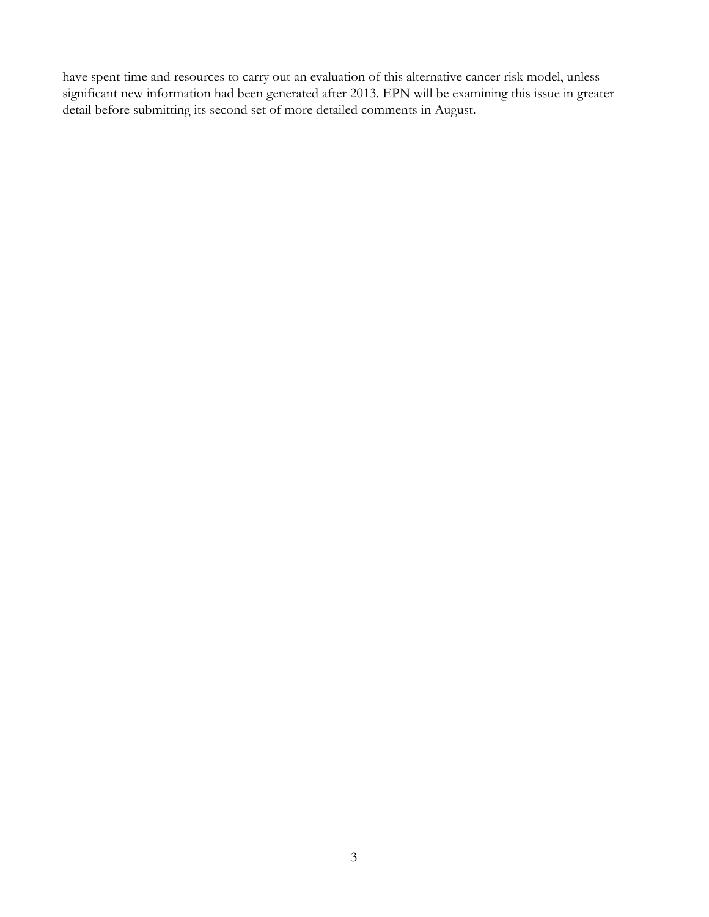have spent time and resources to carry out an evaluation of this alternative cancer risk model, unless significant new information had been generated after 2013. EPN will be examining this issue in greater detail before submitting its second set of more detailed comments in August.